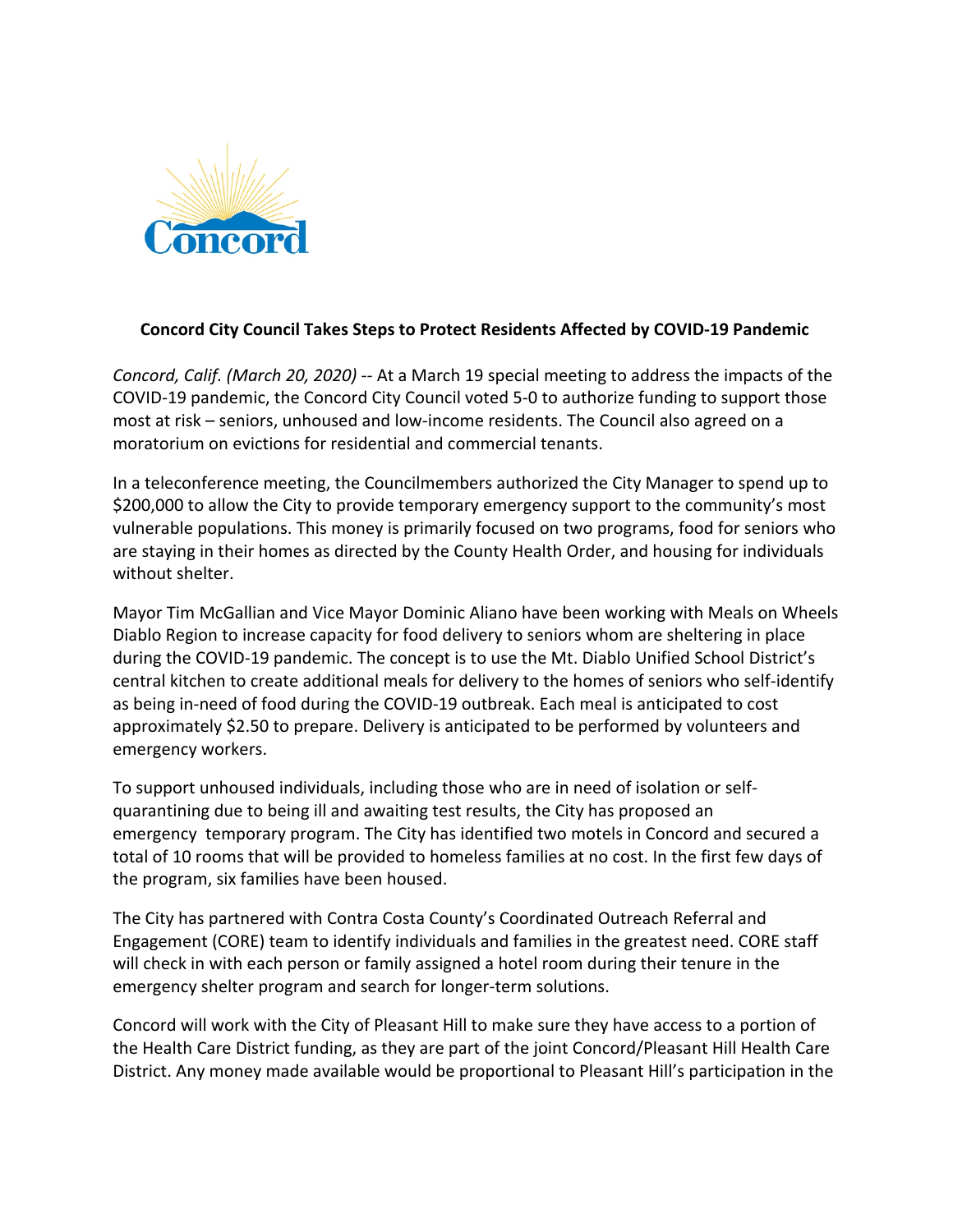Concord

**Concord City Council Takes Steps to Protect Residents Affected by COVID-19 Pandemic**

*Concord, Calif. (March 20, 2020)* -- At a March 19 special meeting to address the impacts of the COVID-19 pandemic, the Concord City Council voted 5-0 to authorize funding to support those most at risk – seniors, unhoused and low-income residents. The Council also agreed on a moratorium on evictions for residential and commercial tenants.

In a teleconference meeting, the Councilmembers authorized the City Manager to spend up to $200,000 to allow the City to provide temporary emergency support to the community's most vulnerable populations. This money is primarily focused on two programs, food for seniors who are staying in their homes as directed by the County Health Order, and housing for individuals without shelter.

Mayor Tim McGallian and Vice Mayor Dominic Aliano have been working with Meals on Wheels Diablo Region to increase capacity for food delivery to seniors whom are sheltering in place during the COVID-19 pandemic. The concept is to use the Mt. Diablo Unified School District's central kitchen to create additional meals for delivery to the homes of seniors who self-identify as being in-need of food during the COVID-19 outbreak. Each meal is anticipated to cost approximately $2.50 to prepare. Delivery is anticipated to be performed by volunteers and emergency workers.

To support unhoused individuals, including those who are in need of isolation or self-quarantining due to being ill and awaiting test results, the City has proposed an emergency temporary program. The City has identified two motels in Concord and secured a total of 10 rooms that will be provided to homeless families at no cost. In the first few days of the program, six families have been housed.

The City has partnered with Contra Costa County's Coordinated Outreach Referral and Engagement (CORE) team to identify individuals and families in the greatest need. CORE staff will check in with each person or family assigned a hotel room during their tenure in the emergency shelter program and search for longer-term solutions.

Concord will work with the City of Pleasant Hill to make sure they have access to a portion of the Health Care District funding, as they are part of the joint Concord/Pleasant Hill Health Care District. Any money made available would be proportional to Pleasant Hill's participation in the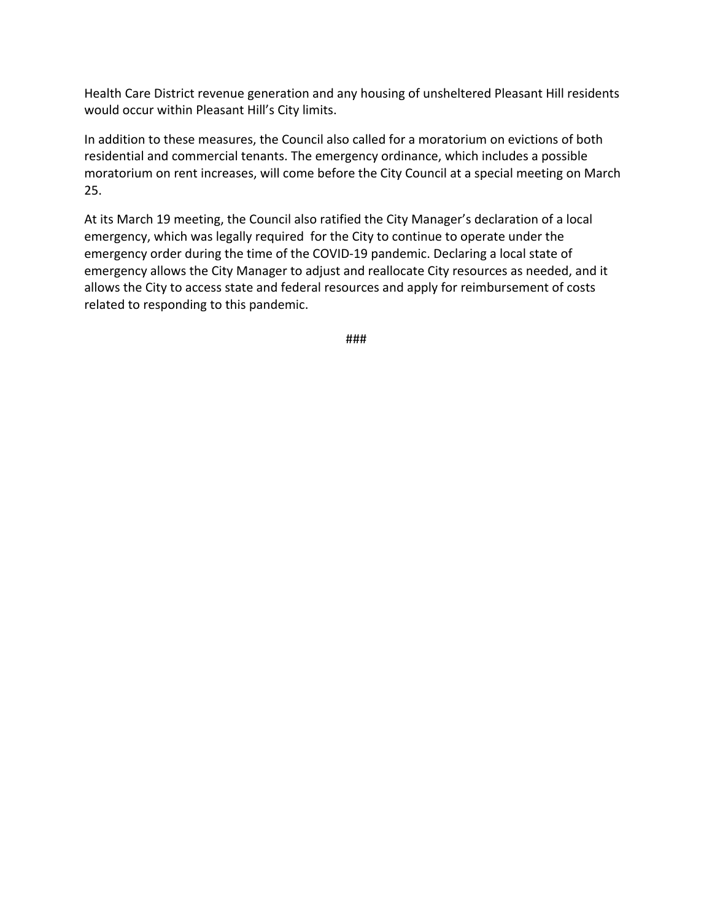Health Care District revenue generation and any housing of unsheltered Pleasant Hill residents would occur within Pleasant Hill's City limits.

In addition to these measures, the Council also called for a moratorium on evictions of both residential and commercial tenants. The emergency ordinance, which includes a possible moratorium on rent increases, will come before the City Council at a special meeting on March 25.

At its March 19 meeting, the Council also ratified the City Manager's declaration of a local emergency, which was legally required for the City to continue to operate under the emergency order during the time of the COVID-19 pandemic. Declaring a local state of emergency allows the City Manager to adjust and reallocate City resources as needed, and it allows the City to access state and federal resources and apply for reimbursement of costs related to responding to this pandemic.

###